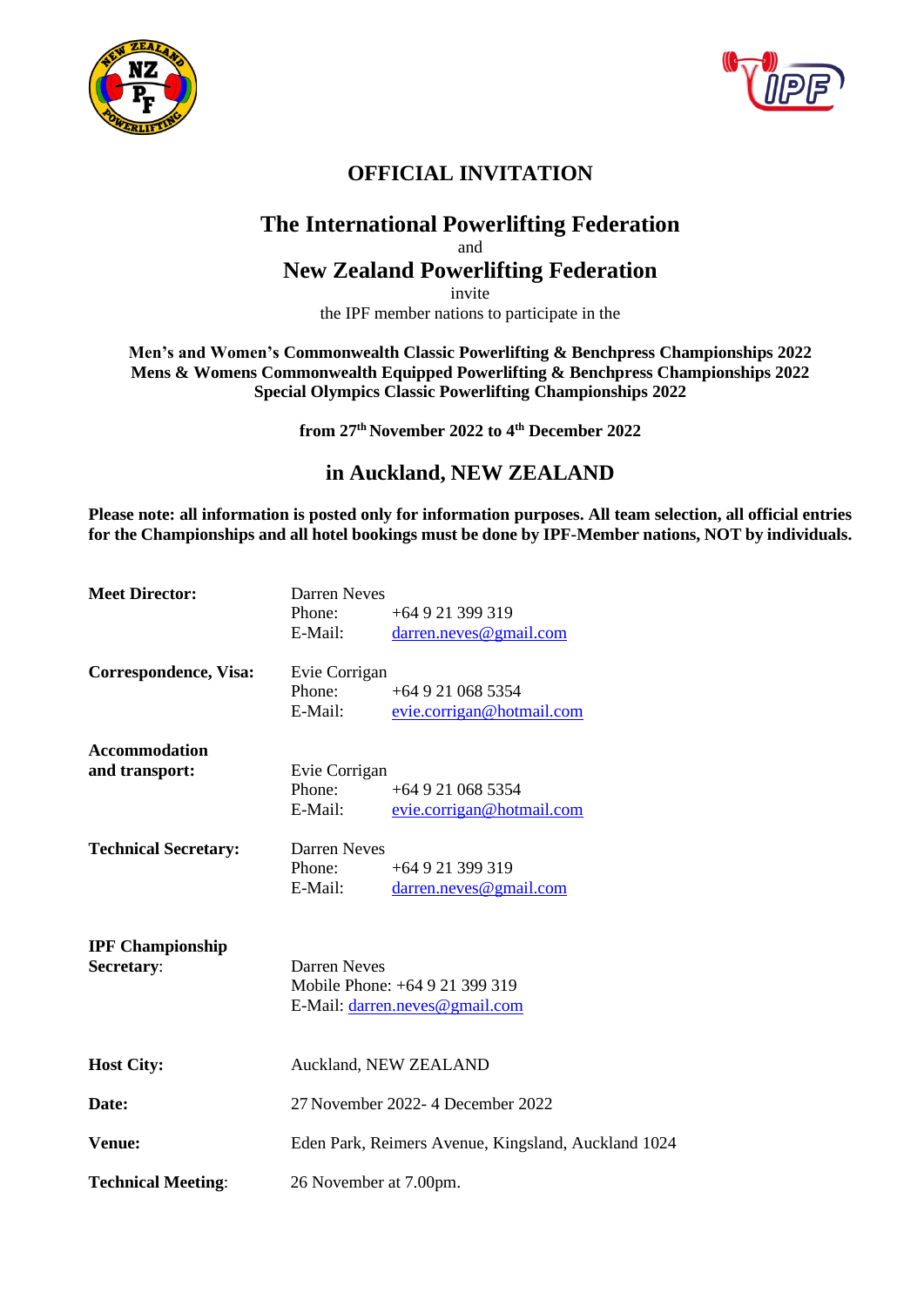# OFFICIAL INVITATION

## The International Powerlifting Federation

and

## New Zealand Powerlifting Federation

invite

the IPF member nations to participate in the

**Men's and Women's Commonwealth Classic Powerlifting & Benchpress Championships 2022**
**Mens & Womens Commonwealth Equipped Powerlifting & Benchpress Championships 2022**
**Special Olympics Classic Powerlifting Championships 2022**

**from 27th November 2022 to 4th December 2022**

## in Auckland, NEW ZEALAND

**Please note: all information is posted only for information purposes. All team selection, all official entries for the Championships and all hotel bookings must be done by IPF-Member nations, NOT by individuals.**

**Meet Director:**
Darren Neves
Phone: +64 9 21 399 319
E-Mail: darren.neves@gmail.com

**Correspondence, Visa:**
Evie Corrigan
Phone: +64 9 21 068 5354
E-Mail: evie.corrigan@hotmail.com

**Accommodation and transport:**
Evie Corrigan
Phone: +64 9 21 068 5354
E-Mail: evie.corrigan@hotmail.com

**Technical Secretary:**
Darren Neves
Phone: +64 9 21 399 319
E-Mail: darren.neves@gmail.com

**IPF Championship Secretary:**
Darren Neves
Mobile Phone: +64 9 21 399 319
E-Mail: darren.neves@gmail.com

**Host City:** Auckland, NEW ZEALAND

**Date:** 27 November 2022- 4 December 2022

**Venue:** Eden Park, Reimers Avenue, Kingsland, Auckland 1024

**Technical Meeting:** 26 November at 7.00pm.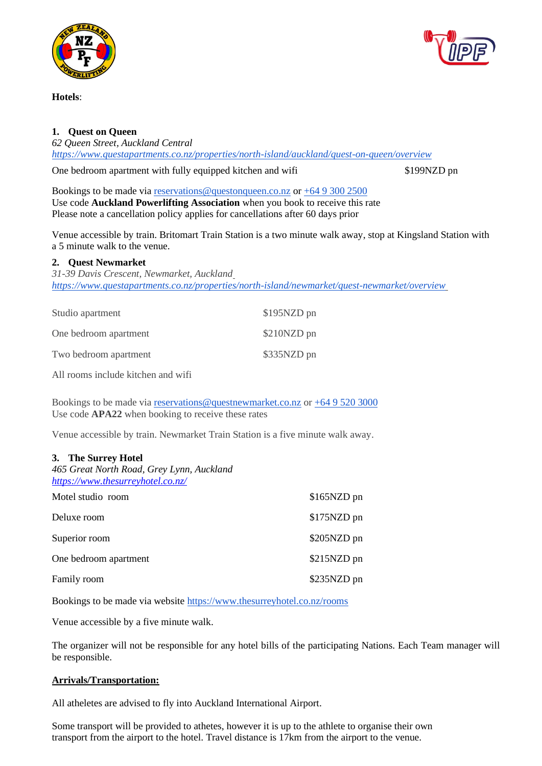**Hotels**:

### 1. Quest on Queen

*62 Queen Street, Auckland Central*
*https://www.questapartments.co.nz/properties/north-island/auckland/quest-on-queen/overview*

| One bedroom apartment with fully equipped kitchen and wifi | $199NZD pn |
|---|---|

Bookings to be made via reservations@questonqueen.co.nz or +64 9 300 2500
Use code **Auckland Powerlifting Association** when you book to receive this rate
Please note a cancellation policy applies for cancellations after 60 days prior

Venue accessible by train. Britomart Train Station is a two minute walk away, stop at Kingsland Station with a 5 minute walk to the venue.

### 2. Quest Newmarket

*31-39 Davis Crescent, Newmarket, Auckland*
*https://www.questapartments.co.nz/properties/north-island/newmarket/quest-newmarket/overview*

| Room | Rate |
|---|---|
| Studio apartment | $195NZD pn |
| One bedroom apartment | $210NZD pn |
| Two bedroom apartment | $335NZD pn |

All rooms include kitchen and wifi

Bookings to be made via reservations@questnewmarket.co.nz or +64 9 520 3000
Use code **APA22** when booking to receive these rates

Venue accessible by train. Newmarket Train Station is a five minute walk away.

### 3. The Surrey Hotel

*465 Great North Road, Grey Lynn, Auckland*
*https://www.thesurreyhotel.co.nz/*

| Room | Rate |
|---|---|
| Motel studio room | $165NZD pn |
| Deluxe room | $175NZD pn |
| Superior room | $205NZD pn |
| One bedroom apartment | $215NZD pn |
| Family room | $235NZD pn |

Bookings to be made via website https://www.thesurreyhotel.co.nz/rooms

Venue accessible by a five minute walk.

The organizer will not be responsible for any hotel bills of the participating Nations. Each Team manager will be responsible.

## Arrivals/Transportation:

All atheletes are advised to fly into Auckland International Airport.

Some transport will be provided to athetes, however it is up to the athlete to organise their own transport from the airport to the hotel. Travel distance is 17km from the airport to the venue.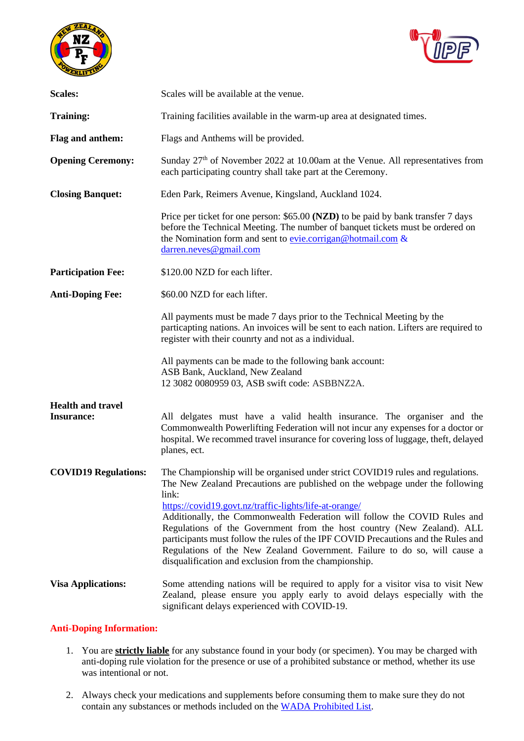**Scales:** Scales will be available at the venue.

**Training:** Training facilities available in the warm-up area at designated times.

**Flag and anthem:** Flags and Anthems will be provided.

**Opening Ceremony:** Sunday 27th of November 2022 at 10.00am at the Venue. All representatives from each participating country shall take part at the Ceremony.

**Closing Banquet:** Eden Park, Reimers Avenue, Kingsland, Auckland 1024.

Price per ticket for one person: $65.00 **(NZD)** to be paid by bank transfer 7 days before the Technical Meeting. The number of banquet tickets must be ordered on the Nomination form and sent to evie.corrigan@hotmail.com & darren.neves@gmail.com

**Participation Fee:** $120.00 NZD for each lifter.

**Anti-Doping Fee:** $60.00 NZD for each lifter.

All payments must be made 7 days prior to the Technical Meeting by the particapting nations. An invoices will be sent to each nation. Lifters are required to register with their counrty and not as a individual.

All payments can be made to the following bank account:
ASB Bank, Auckland, New Zealand
12 3082 0080959 03, ASB swift code: ASBBNZ2A.

**Health and travel Insurance:** All delgates must have a valid health insurance. The organiser and the Commonwealth Powerlifting Federation will not incur any expenses for a doctor or hospital. We recommed travel insurance for covering loss of luggage, theft, delayed planes, ect.

**COVID19 Regulations:** The Championship will be organised under strict COVID19 rules and regulations. The New Zealand Precautions are published on the webpage under the following link:
https://covid19.govt.nz/traffic-lights/life-at-orange/
Additionally, the Commonwealth Federation will follow the COVID Rules and Regulations of the Government from the host country (New Zealand). ALL participants must follow the rules of the IPF COVID Precautions and the Rules and Regulations of the New Zealand Government. Failure to do so, will cause a disqualification and exclusion from the championship.

**Visa Applications:** Some attending nations will be required to apply for a visitor visa to visit New Zealand, please ensure you apply early to avoid delays especially with the significant delays experienced with COVID-19.

**Anti-Doping Information:**

1. You are **strictly liable** for any substance found in your body (or specimen). You may be charged with anti-doping rule violation for the presence or use of a prohibited substance or method, whether its use was intentional or not.
2. Always check your medications and supplements before consuming them to make sure they do not contain any substances or methods included on the WADA Prohibited List.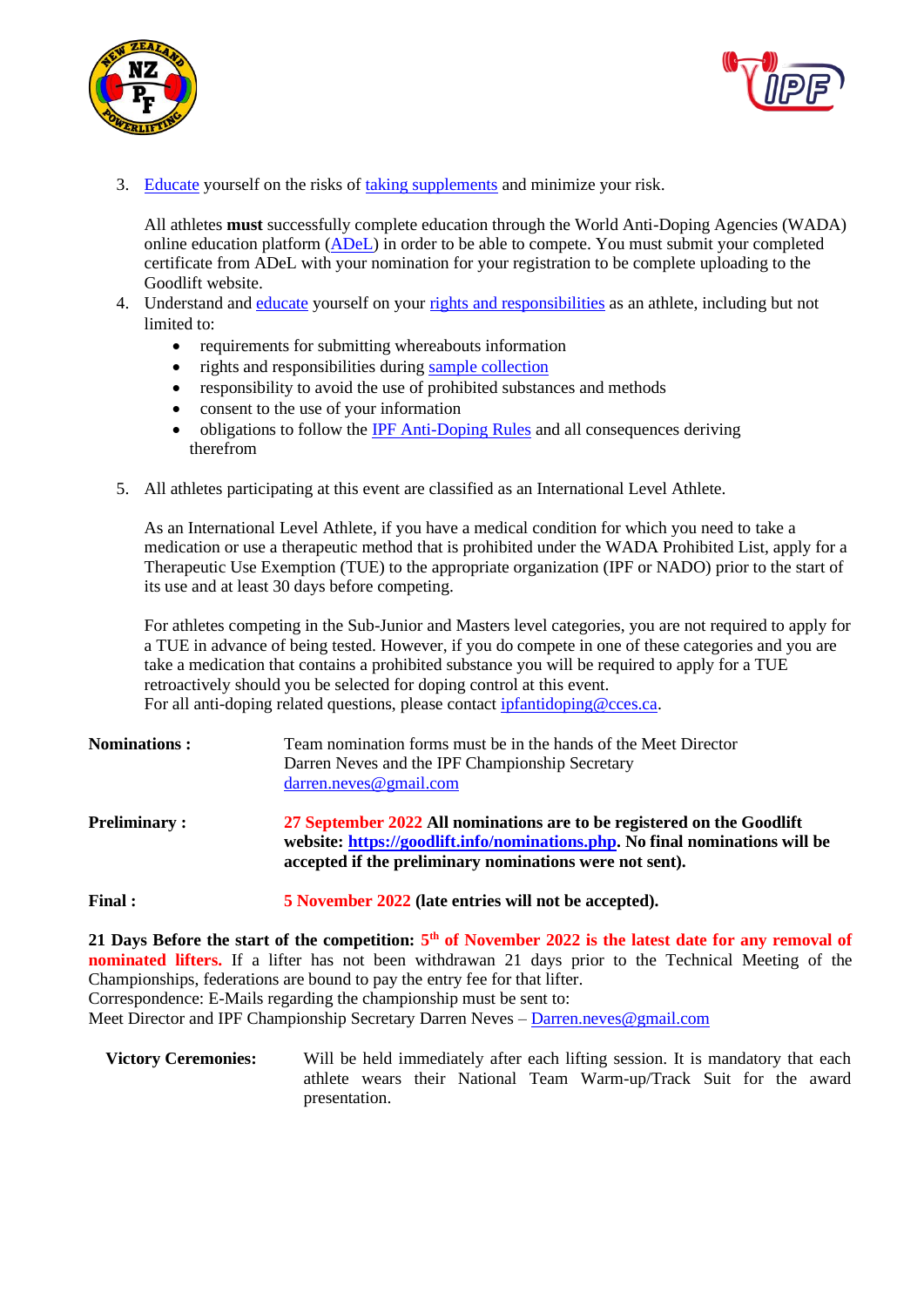3. Educate yourself on the risks of taking supplements and minimize your risk.

   All athletes **must** successfully complete education through the World Anti-Doping Agencies (WADA) online education platform (ADeL) in order to be able to compete. You must submit your completed certificate from ADeL with your nomination for your registration to be complete uploading to the Goodlift website.

4. Understand and educate yourself on your rights and responsibilities as an athlete, including but not limited to:
   - requirements for submitting whereabouts information
   - rights and responsibilities during sample collection
   - responsibility to avoid the use of prohibited substances and methods
   - consent to the use of your information
   - obligations to follow the IPF Anti-Doping Rules and all consequences deriving therefrom

5. All athletes participating at this event are classified as an International Level Athlete.

   As an International Level Athlete, if you have a medical condition for which you need to take a medication or use a therapeutic method that is prohibited under the WADA Prohibited List, apply for a Therapeutic Use Exemption (TUE) to the appropriate organization (IPF or NADO) prior to the start of its use and at least 30 days before competing.

   For athletes competing in the Sub-Junior and Masters level categories, you are not required to apply for a TUE in advance of being tested. However, if you do compete in one of these categories and you are take a medication that contains a prohibited substance you will be required to apply for a TUE retroactively should you be selected for doping control at this event.
   For all anti-doping related questions, please contact ipfantidoping@cces.ca.

**Nominations :** Team nomination forms must be in the hands of the Meet Director Darren Neves and the IPF Championship Secretary darren.neves@gmail.com

**Preliminary :** **27 September 2022 All nominations are to be registered on the Goodlift website: https://goodlift.info/nominations.php. No final nominations will be accepted if the preliminary nominations were not sent).**

**Final :** **5 November 2022 (late entries will not be accepted).**

**21 Days Before the start of the competition: 5th of November 2022 is the latest date for any removal of nominated lifters.** If a lifter has not been withdrawn 21 days prior to the Technical Meeting of the Championships, federations are bound to pay the entry fee for that lifter.
Correspondence: E-Mails regarding the championship must be sent to:
Meet Director and IPF Championship Secretary Darren Neves – Darren.neves@gmail.com

**Victory Ceremonies:** Will be held immediately after each lifting session. It is mandatory that each athlete wears their National Team Warm-up/Track Suit for the award presentation.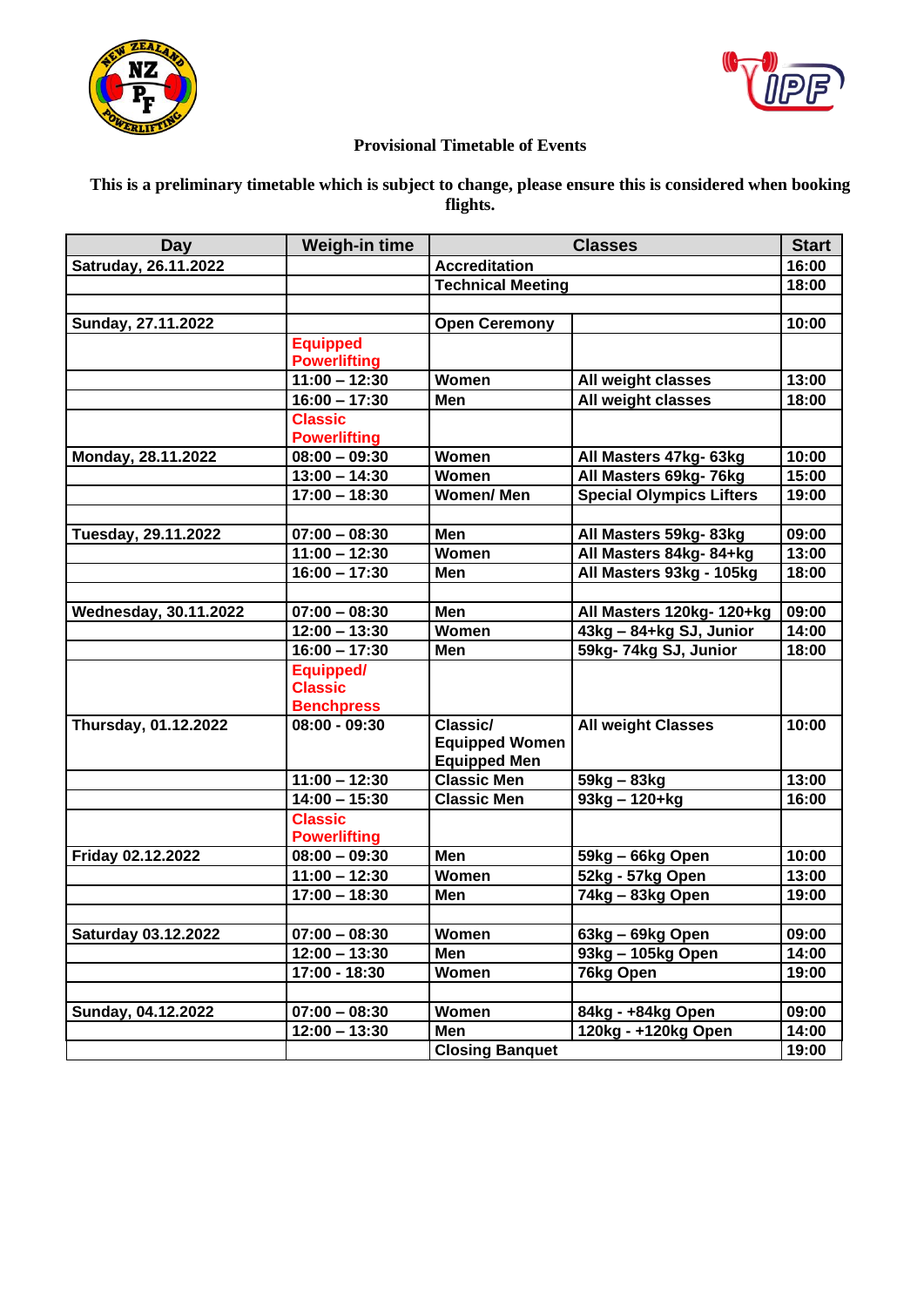**Provisional Timetable of Events**

**This is a preliminary timetable which is subject to change, please ensure this is considered when booking flights.**

| Day | Weigh-in time | Classes | | Start |
|---|---|---|---|---|
| Satruday, 26.11.2022 | | Accreditation | | 16:00 |
| | | Technical Meeting | | 18:00 |
| | | | | |
| Sunday, 27.11.2022 | | Open Ceremony | | 10:00 |
| | Equipped Powerlifting | | | |
| | 11:00 – 12:30 | Women | All weight classes | 13:00 |
| | 16:00 – 17:30 | Men | All weight classes | 18:00 |
| | Classic Powerlifting | | | |
| Monday, 28.11.2022 | 08:00 – 09:30 | Women | All Masters 47kg- 63kg | 10:00 |
| | 13:00 – 14:30 | Women | All Masters 69kg- 76kg | 15:00 |
| | 17:00 – 18:30 | Women/ Men | Special Olympics Lifters | 19:00 |
| | | | | |
| Tuesday, 29.11.2022 | 07:00 – 08:30 | Men | All Masters 59kg- 83kg | 09:00 |
| | 11:00 – 12:30 | Women | All Masters 84kg- 84+kg | 13:00 |
| | 16:00 – 17:30 | Men | All Masters 93kg - 105kg | 18:00 |
| | | | | |
| Wednesday, 30.11.2022 | 07:00 – 08:30 | Men | All Masters 120kg- 120+kg | 09:00 |
| | 12:00 – 13:30 | Women | 43kg – 84+kg SJ, Junior | 14:00 |
| | 16:00 – 17:30 | Men | 59kg- 74kg SJ, Junior | 18:00 |
| | Equipped/ Classic Benchpress | | | |
| Thursday, 01.12.2022 | 08:00 - 09:30 | Classic/ Equipped Women Equipped Men | All weight Classes | 10:00 |
| | 11:00 – 12:30 | Classic Men | 59kg – 83kg | 13:00 |
| | 14:00 – 15:30 | Classic Men | 93kg – 120+kg | 16:00 |
| | Classic Powerlifting | | | |
| Friday 02.12.2022 | 08:00 – 09:30 | Men | 59kg – 66kg Open | 10:00 |
| | 11:00 – 12:30 | Women | 52kg - 57kg Open | 13:00 |
| | 17:00 – 18:30 | Men | 74kg – 83kg Open | 19:00 |
| | | | | |
| Saturday 03.12.2022 | 07:00 – 08:30 | Women | 63kg – 69kg Open | 09:00 |
| | 12:00 – 13:30 | Men | 93kg – 105kg Open | 14:00 |
| | 17:00 - 18:30 | Women | 76kg Open | 19:00 |
| | | | | |
| Sunday, 04.12.2022 | 07:00 – 08:30 | Women | 84kg - +84kg Open | 09:00 |
| | 12:00 – 13:30 | Men | 120kg - +120kg Open | 14:00 |
| | | Closing Banquet | | 19:00 |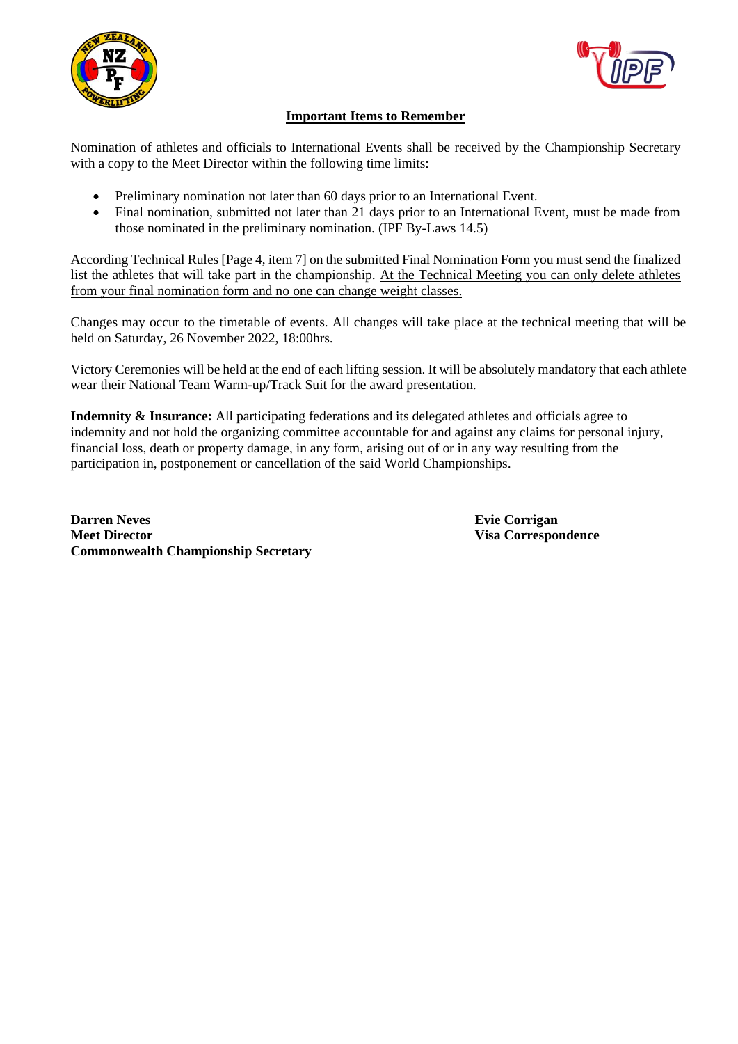## Important Items to Remember

Nomination of athletes and officials to International Events shall be received by the Championship Secretary with a copy to the Meet Director within the following time limits:

- Preliminary nomination not later than 60 days prior to an International Event.
- Final nomination, submitted not later than 21 days prior to an International Event, must be made from those nominated in the preliminary nomination. (IPF By-Laws 14.5)

According Technical Rules [Page 4, item 7] on the submitted Final Nomination Form you must send the finalized list the athletes that will take part in the championship. At the Technical Meeting you can only delete athletes from your final nomination form and no one can change weight classes.

Changes may occur to the timetable of events. All changes will take place at the technical meeting that will be held on Saturday, 26 November 2022, 18:00hrs.

Victory Ceremonies will be held at the end of each lifting session. It will be absolutely mandatory that each athlete wear their National Team Warm-up/Track Suit for the award presentation.

**Indemnity & Insurance:** All participating federations and its delegated athletes and officials agree to indemnity and not hold the organizing committee accountable for and against any claims for personal injury, financial loss, death or property damage, in any form, arising out of or in any way resulting from the participation in, postponement or cancellation of the said World Championships.

---

**Darren Neves**
**Meet Director**
**Commonwealth Championship Secretary**

**Evie Corrigan**
**Visa Correspondence**